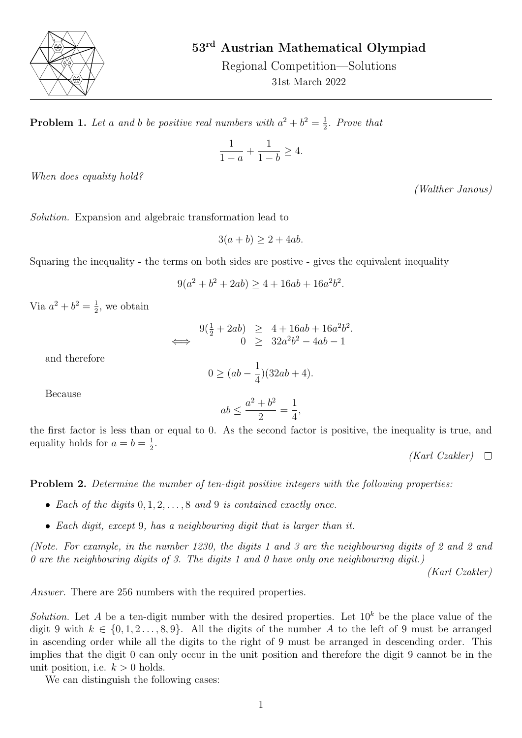# 53[rd] Austrian Mathematical Olympiad

Regional Competition—Solutions

31st March 2022

---

**Problem 1.** *Let $a$ and $b$ be positive real numbers with $a^2 + b^2 = \frac{1}{2}$. Prove that*

$$\frac{1}{1-a} + \frac{1}{1-b} \geq 4.$$

*When does equality hold?*

*(Walther Janous)*

*Solution.* Expansion and algebraic transformation lead to

$$3(a+b) \geq 2 + 4ab.$$

Squaring the inequality - the terms on both sides are postive - gives the equivalent inequality

$$9(a^2 + b^2 + 2ab) \geq 4 + 16ab + 16a^2b^2.$$

Via $a^2 + b^2 = \frac{1}{2}$, we obtain

$$\begin{array}{rrcl} & 9(\frac{1}{2} + 2ab) & \geq & 4 + 16ab + 16a^2b^2. \\ \iff & 0 & \geq & 32a^2b^2 - 4ab - 1 \end{array}$$

and therefore

$$0 \geq (ab - \frac{1}{4})(32ab + 4).$$

Because

$$ab \leq \frac{a^2 + b^2}{2} = \frac{1}{4},$$

the first factor is less than or equal to 0. As the second factor is positive, the inequality is true, and equality holds for $a = b = \frac{1}{2}$.

*(Karl Czakler)* □

**Problem 2.** *Determine the number of ten-digit positive integers with the following properties:*

- *Each of the digits $0, 1, 2, \ldots, 8$ and $9$ is contained exactly once.*
- *Each digit, except 9, has a neighbouring digit that is larger than it.*

*(Note. For example, in the number 1230, the digits 1 and 3 are the neighbouring digits of 2 and 2 and 0 are the neighbouring digits of 3. The digits 1 and 0 have only one neighbouring digit.)*

*(Karl Czakler)*

*Answer.* There are 256 numbers with the required properties.

*Solution.* Let $A$ be a ten-digit number with the desired properties. Let $10^k$ be the place value of the digit 9 with $k \in \{0, 1, 2 \ldots, 8, 9\}$. All the digits of the number $A$ to the left of 9 must be arranged in ascending order while all the digits to the right of 9 must be arranged in descending order. This implies that the digit 0 can only occur in the unit position and therefore the digit 9 cannot be in the unit position, i.e. $k > 0$ holds.

We can distinguish the following cases: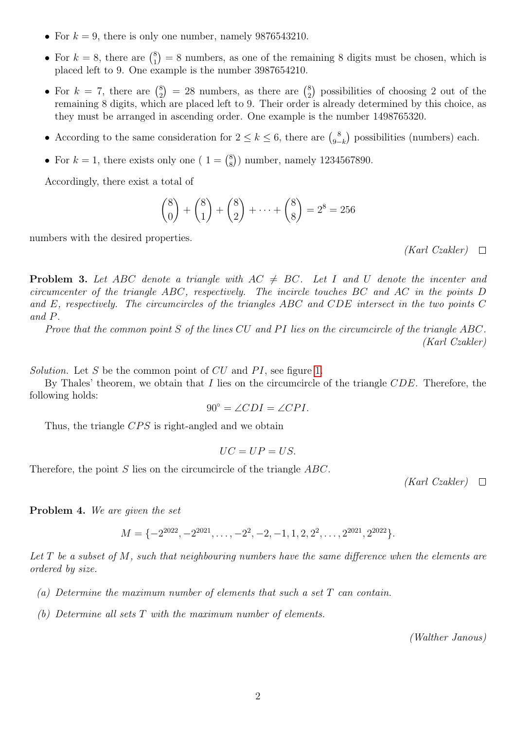- For $k = 9$, there is only one number, namely 9876543210.
- For $k = 8$, there are $\binom{8}{1} = 8$ numbers, as one of the remaining 8 digits must be chosen, which is placed left to 9. One example is the number 3987654210.
- For $k = 7$, there are $\binom{8}{2} = 28$ numbers, as there are $\binom{8}{2}$ possibilities of choosing 2 out of the remaining 8 digits, which are placed left to 9. Their order is already determined by this choice, as they must be arranged in ascending order. One example is the number 1498765320.
- According to the same consideration for $2 \le k \le 6$, there are $\binom{8}{9-k}$ possibilities (numbers) each.
- For $k = 1$, there exists only one ( $1 = \binom{8}{8}$) number, namely 1234567890.

Accordingly, there exist a total of

$$\binom{8}{0} + \binom{8}{1} + \binom{8}{2} + \cdots + \binom{8}{8} = 2^8 = 256$$

numbers with the desired properties.

*(Karl Czakler)* □

**Problem 3.** *Let $ABC$ denote a triangle with $AC \neq BC$. Let $I$ and $U$ denote the incenter and circumcenter of the triangle $ABC$, respectively. The incircle touches $BC$ and $AC$ in the points $D$ and $E$, respectively. The circumcircles of the triangles $ABC$ and $CDE$ intersect in the two points $C$ and $P$.*

*Prove that the common point $S$ of the lines $CU$ and $PI$ lies on the circumcircle of the triangle $ABC$.*

*(Karl Czakler)*

*Solution.* Let $S$ be the common point of $CU$ and $PI$, see figure 1.

By Thales' theorem, we obtain that $I$ lies on the circumcircle of the triangle $CDE$. Therefore, the following holds:

$$90^\circ = \angle CDI = \angle CPI.$$

Thus, the triangle $CPS$ is right-angled and we obtain

$$UC = UP = US.$$

Therefore, the point $S$ lies on the circumcircle of the triangle $ABC$.

*(Karl Czakler)* □

**Problem 4.** *We are given the set*

$$M = \{-2^{2022}, -2^{2021}, \ldots, -2^2, -2, -1, 1, 2, 2^2, \ldots, 2^{2021}, 2^{2022}\}.$$

*Let $T$ be a subset of $M$, such that neighbouring numbers have the same difference when the elements are ordered by size.*

*(a) Determine the maximum number of elements that such a set $T$ can contain.*

*(b) Determine all sets $T$ with the maximum number of elements.*

*(Walther Janous)*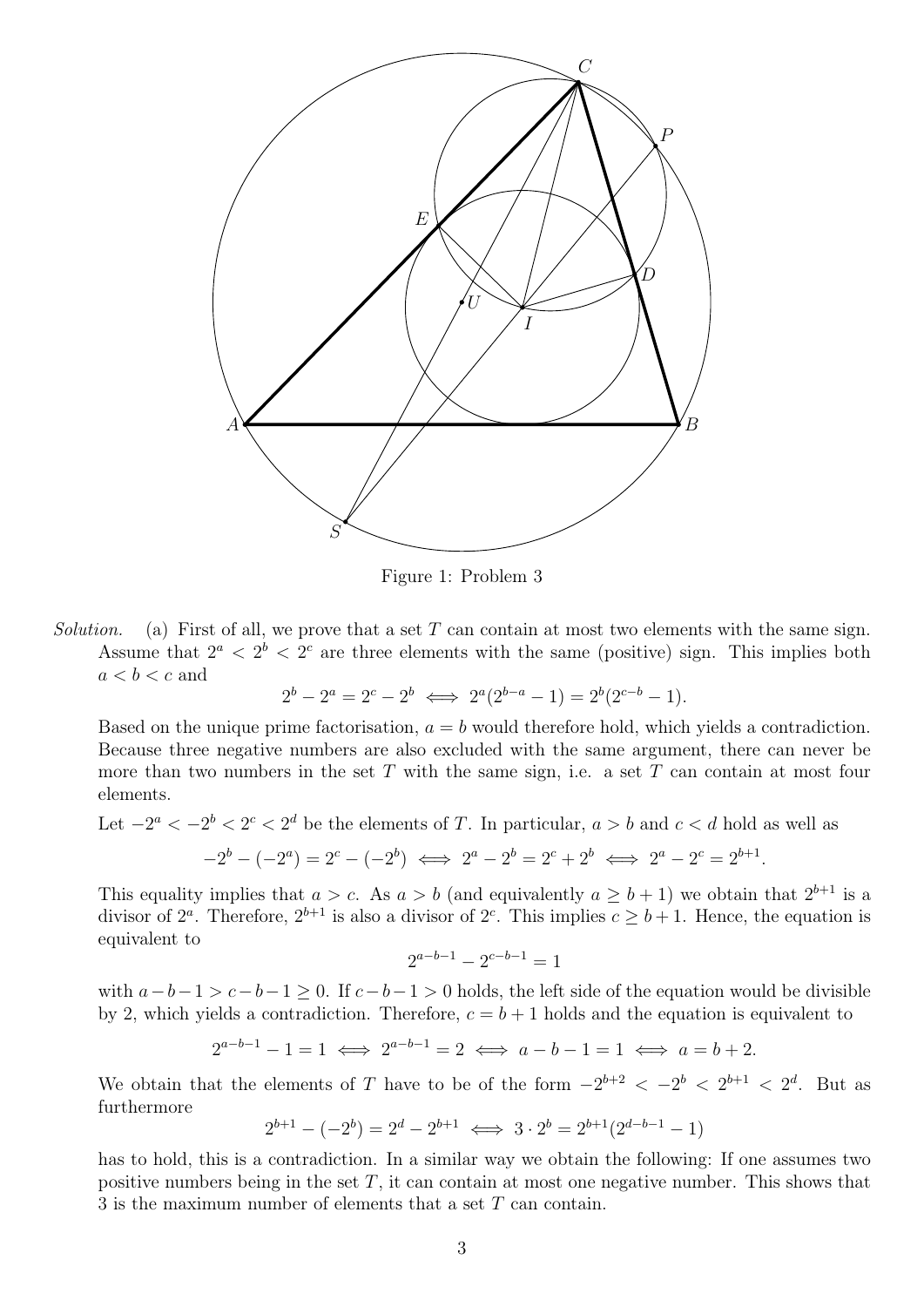Figure 1: Problem 3

*Solution.* (a) First of all, we prove that a set $T$ can contain at most two elements with the same sign. Assume that $2^a < 2^b < 2^c$ are three elements with the same (positive) sign. This implies both $a < b < c$ and

$$2^b - 2^a = 2^c - 2^b \iff 2^a(2^{b-a} - 1) = 2^b(2^{c-b} - 1).$$

Based on the unique prime factorisation, $a = b$ would therefore hold, which yields a contradiction. Because three negative numbers are also excluded with the same argument, there can never be more than two numbers in the set $T$ with the same sign, i.e. a set $T$ can contain at most four elements.

Let $-2^a < -2^b < 2^c < 2^d$ be the elements of $T$. In particular, $a > b$ and $c < d$ hold as well as

$$-2^b - (-2^a) = 2^c - (-2^b) \iff 2^a - 2^b = 2^c + 2^b \iff 2^a - 2^c = 2^{b+1}.$$

This equality implies that $a > c$. As $a > b$ (and equivalently $a \geq b+1$) we obtain that $2^{b+1}$ is a divisor of $2^a$. Therefore, $2^{b+1}$ is also a divisor of $2^c$. This implies $c \geq b+1$. Hence, the equation is equivalent to

$$2^{a-b-1} - 2^{c-b-1} = 1$$

with $a-b-1 > c-b-1 \geq 0$. If $c-b-1 > 0$ holds, the left side of the equation would be divisible by 2, which yields a contradiction. Therefore, $c = b+1$ holds and the equation is equivalent to

$$2^{a-b-1} - 1 = 1 \iff 2^{a-b-1} = 2 \iff a-b-1 = 1 \iff a = b+2.$$

We obtain that the elements of $T$ have to be of the form $-2^{b+2} < -2^b < 2^{b+1} < 2^d$. But as furthermore

$$2^{b+1} - (-2^b) = 2^d - 2^{b+1} \iff 3 \cdot 2^b = 2^{b+1}(2^{d-b-1} - 1)$$

has to hold, this is a contradiction. In a similar way we obtain the following: If one assumes two positive numbers being in the set $T$, it can contain at most one negative number. This shows that 3 is the maximum number of elements that a set $T$ can contain.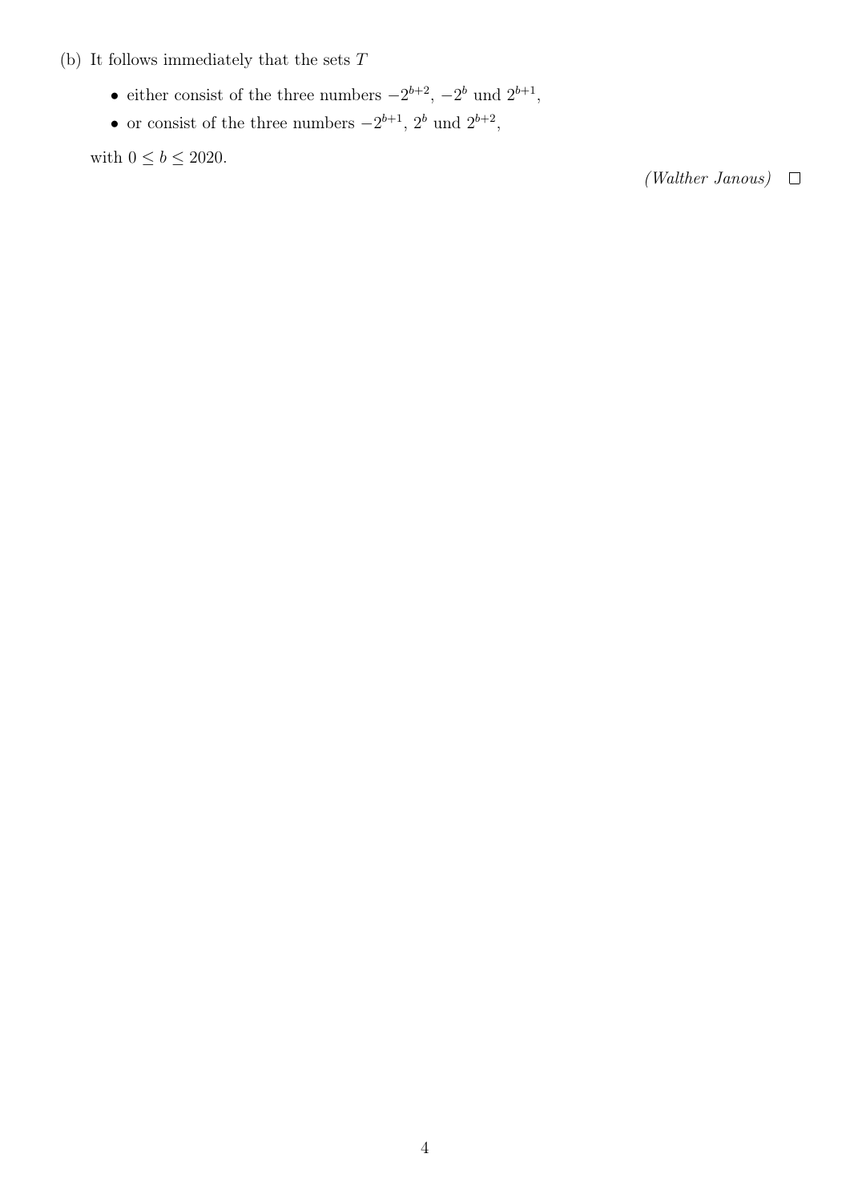(b) It follows immediately that the sets $T$

- either consist of the three numbers $-2^{b+2}$, $-2^b$ und $2^{b+1}$,
- or consist of the three numbers $-2^{b+1}$, $2^b$ und $2^{b+2}$,

with $0 \leq b \leq 2020$.

*(Walther Janous)* □